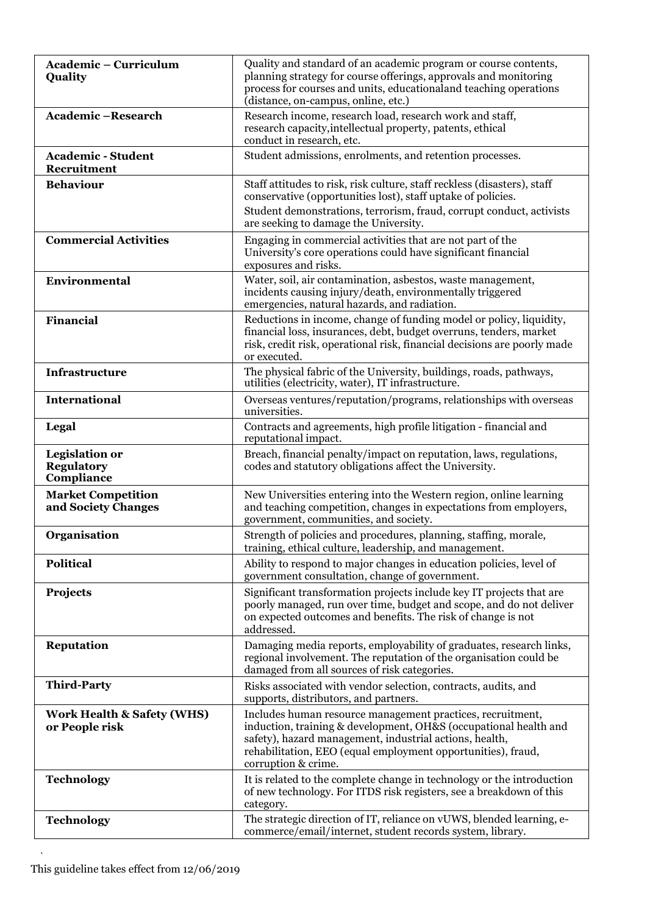| | |
|---|---|
| **Academic – Curriculum Quality** | Quality and standard of an academic program or course contents, planning strategy for course offerings, approvals and monitoring process for courses and units, educationaland teaching operations (distance, on-campus, online, etc.) |
| **Academic –Research** | Research income, research load, research work and staff, research capacity,intellectual property, patents, ethical conduct in research, etc. |
| **Academic - Student Recruitment** | Student admissions, enrolments, and retention processes. |
| **Behaviour** | Staff attitudes to risk, risk culture, staff reckless (disasters), staff conservative (opportunities lost), staff uptake of policies.<br>Student demonstrations, terrorism, fraud, corrupt conduct, activists are seeking to damage the University. |
| **Commercial Activities** | Engaging in commercial activities that are not part of the University's core operations could have significant financial exposures and risks. |
| **Environmental** | Water, soil, air contamination, asbestos, waste management, incidents causing injury/death, environmentally triggered emergencies, natural hazards, and radiation. |
| **Financial** | Reductions in income, change of funding model or policy, liquidity, financial loss, insurances, debt, budget overruns, tenders, market risk, credit risk, operational risk, financial decisions are poorly made or executed. |
| **Infrastructure** | The physical fabric of the University, buildings, roads, pathways, utilities (electricity, water), IT infrastructure. |
| **International** | Overseas ventures/reputation/programs, relationships with overseas universities. |
| **Legal** | Contracts and agreements, high profile litigation - financial and reputational impact. |
| **Legislation or Regulatory Compliance** | Breach, financial penalty/impact on reputation, laws, regulations, codes and statutory obligations affect the University. |
| **Market Competition and Society Changes** | New Universities entering into the Western region, online learning and teaching competition, changes in expectations from employers, government, communities, and society. |
| **Organisation** | Strength of policies and procedures, planning, staffing, morale, training, ethical culture, leadership, and management. |
| **Political** | Ability to respond to major changes in education policies, level of government consultation, change of government. |
| **Projects** | Significant transformation projects include key IT projects that are poorly managed, run over time, budget and scope, and do not deliver on expected outcomes and benefits. The risk of change is not addressed. |
| **Reputation** | Damaging media reports, employability of graduates, research links, regional involvement. The reputation of the organisation could be damaged from all sources of risk categories. |
| **Third-Party** | Risks associated with vendor selection, contracts, audits, and supports, distributors, and partners. |
| **Work Health & Safety (WHS) or People risk** | Includes human resource management practices, recruitment, induction, training & development, OH&S (occupational health and safety), hazard management, industrial actions, health, rehabilitation, EEO (equal employment opportunities), fraud, corruption & crime. |
| **Technology** | It is related to the complete change in technology or the introduction of new technology. For ITDS risk registers, see a breakdown of this category. |
| **Technology** | The strategic direction of IT, reliance on vUWS, blended learning, e-commerce/email/internet, student records system, library. |

This guideline takes effect from 12/06/2019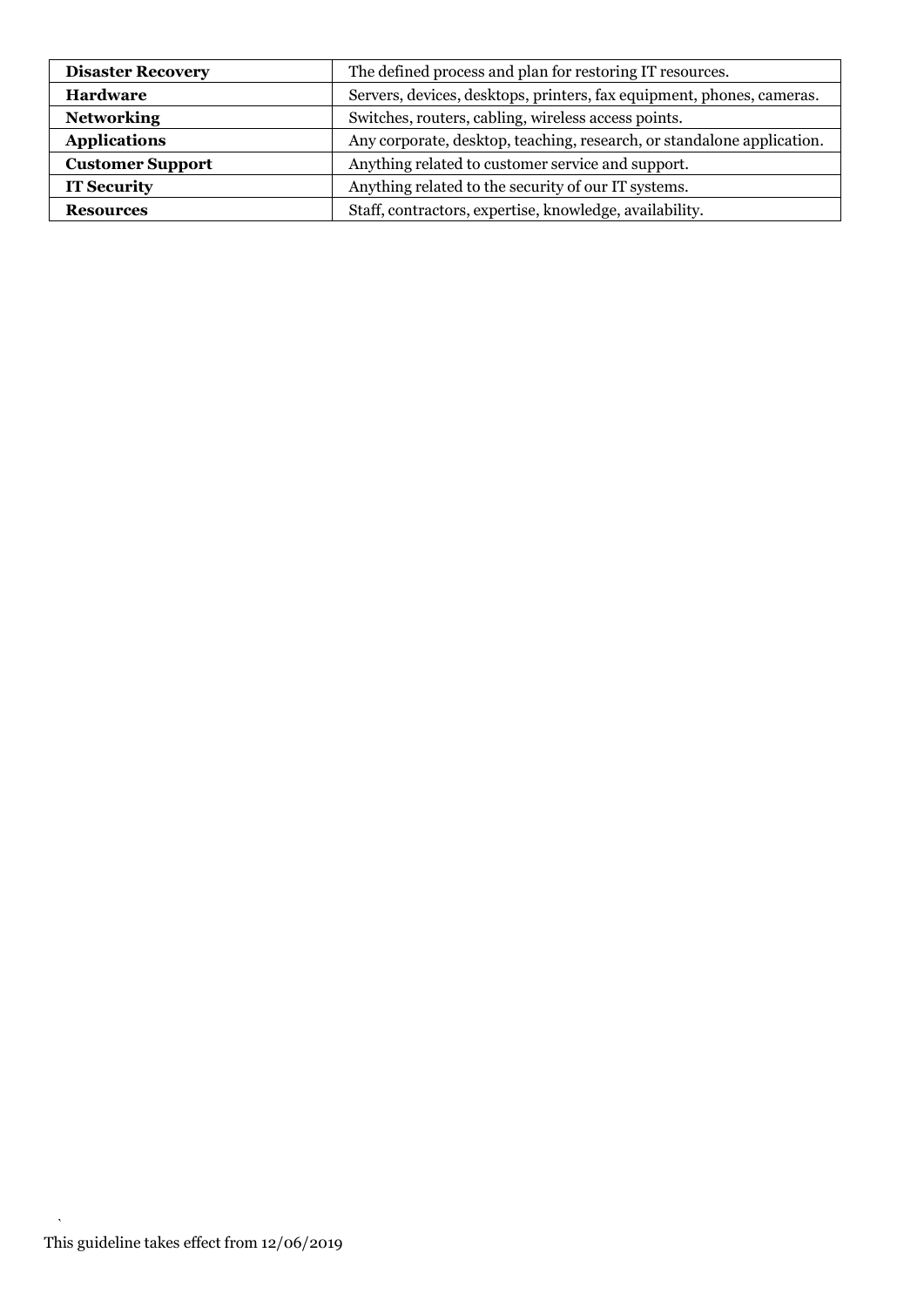| | |
|---|---|
| **Disaster Recovery** | The defined process and plan for restoring IT resources. |
| **Hardware** | Servers, devices, desktops, printers, fax equipment, phones, cameras. |
| **Networking** | Switches, routers, cabling, wireless access points. |
| **Applications** | Any corporate, desktop, teaching, research, or standalone application. |
| **Customer Support** | Anything related to customer service and support. |
| **IT Security** | Anything related to the security of our IT systems. |
| **Resources** | Staff, contractors, expertise, knowledge, availability. |

This guideline takes effect from 12/06/2019